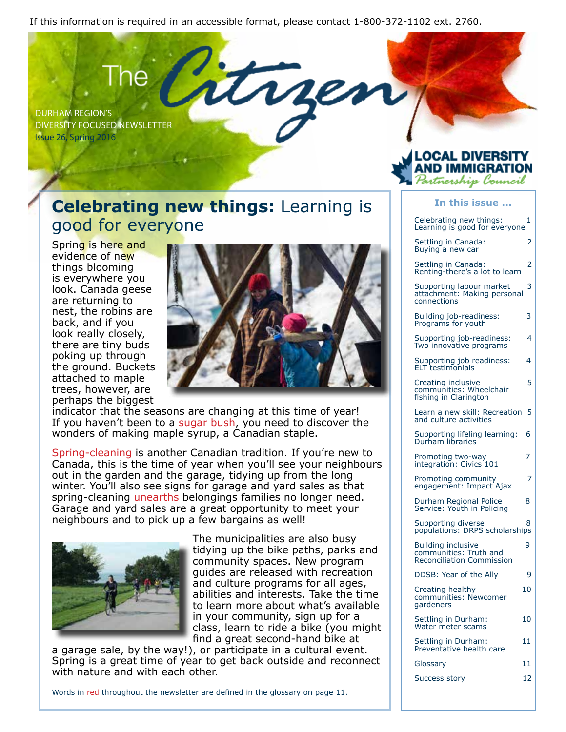If this information is required in an accessible format, please contact 1-800-372-1102 ext. 2760.

# The Citizen

DURHAM REGION'S DIVERSITY FOCUSED NEWSLETTER

Issue 26, Spring 2016

LOCAL DIVERSITY AND IMMIGRATION Partnership Council

## Celebrating new things: Learning is good for everyone

Spring is here and evidence of new things blooming is everywhere you look. Canada geese are returning to nest, the robins are back, and if you look really closely, there are tiny buds poking up through the ground. Buckets attached to maple trees, however, are perhaps the biggest indicator that the seasons are changing at this time of year! If you haven't been to a sugar bush, you need to discover the wonders of making maple syrup, a Canadian staple.

Spring-cleaning is another Canadian tradition. If you're new to Canada, this is the time of year when you'll see your neighbours out in the garden and the garage, tidying up from the long winter. You'll also see signs for garage and yard sales as that spring-cleaning unearths belongings families no longer need. Garage and yard sales are a great opportunity to meet your neighbours and to pick up a few bargains as well!

The municipalities are also busy tidying up the bike paths, parks and community spaces. New program guides are released with recreation and culture programs for all ages, abilities and interests. Take the time to learn more about what's available in your community, sign up for a class, learn to ride a bike (you might find a great second-hand bike at a garage sale, by the way!), or participate in a cultural event. Spring is a great time of year to get back outside and reconnect with nature and with each other.

Words in red throughout the newsletter are defined in the glossary on page 11.

### In this issue ...

| Article | Page |
| --- | --- |
| Celebrating new things: Learning is good for everyone | 1 |
| Settling in Canada: Buying a new car | 2 |
| Settling in Canada: Renting-there's a lot to learn | 2 |
| Supporting labour market attachment: Making personal connections | 3 |
| Building job-readiness: Programs for youth | 3 |
| Supporting job-readiness: Two innovative programs | 4 |
| Supporting job readiness: ELT testimonials | 4 |
| Creating inclusive communities: Wheelchair fishing in Clarington | 5 |
| Learn a new skill: Recreation and culture activities | 5 |
| Supporting lifeling learning: Durham libraries | 6 |
| Promoting two-way integration: Civics 101 | 7 |
| Promoting community engagement: Impact Ajax | 7 |
| Durham Regional Police Service: Youth in Policing | 8 |
| Supporting diverse populations: DRPS scholarships | 8 |
| Building inclusive communities: Truth and Reconciliation Commission | 9 |
| DDSB: Year of the Ally | 9 |
| Creating healthy communities: Newcomer gardeners | 10 |
| Settling in Durham: Water meter scams | 10 |
| Settling in Durham: Preventative health care | 11 |
| Glossary | 11 |
| Success story | 12 |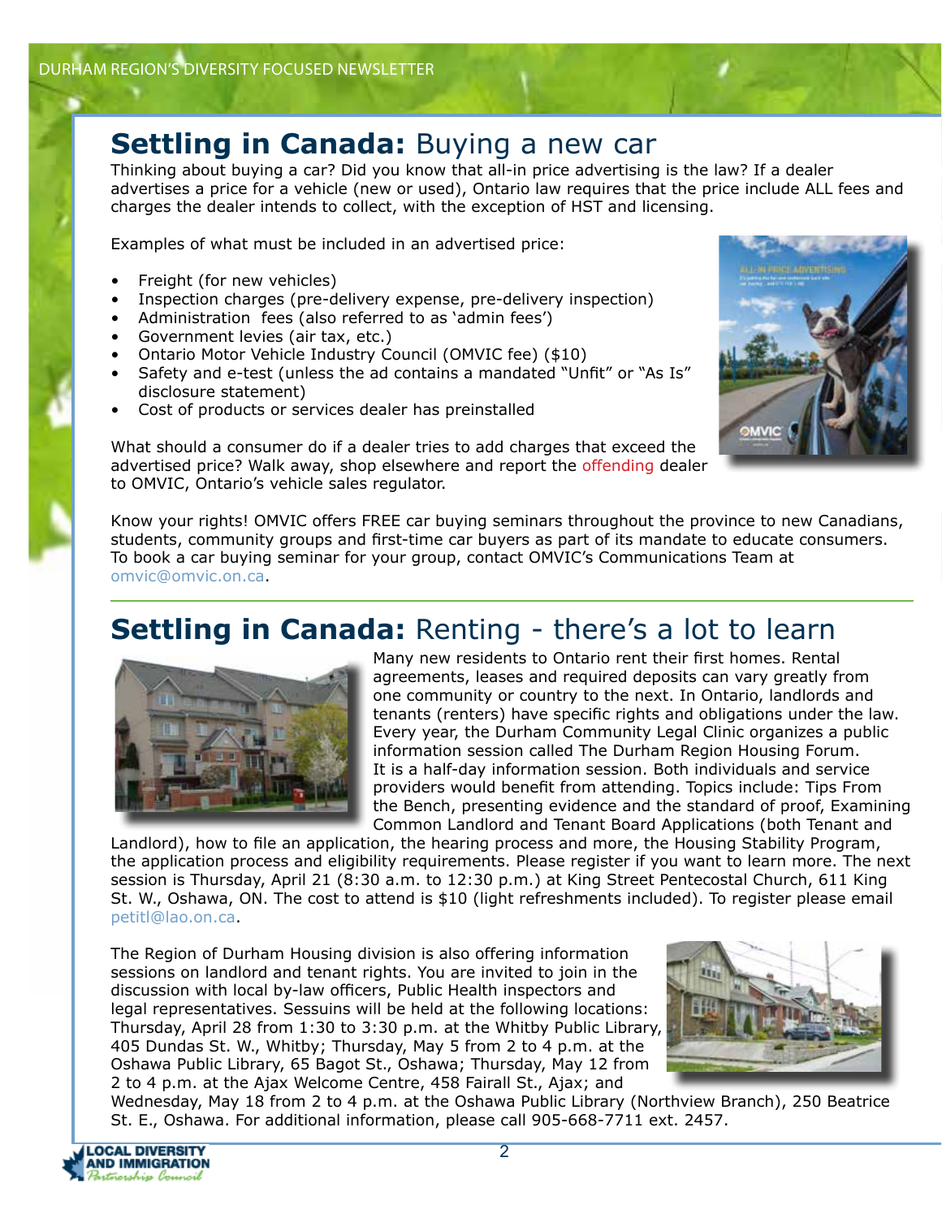## **Settling in Canada:** Buying a new car

Thinking about buying a car? Did you know that all-in price advertising is the law? If a dealer advertises a price for a vehicle (new or used), Ontario law requires that the price include ALL fees and charges the dealer intends to collect, with the exception of HST and licensing.

Examples of what must be included in an advertised price:

- Freight (for new vehicles)
- Inspection charges (pre-delivery expense, pre-delivery inspection)
- Administration fees (also referred to as 'admin fees')
- Government levies (air tax, etc.)
- Ontario Motor Vehicle Industry Council (OMVIC fee) ($10)
- Safety and e-test (unless the ad contains a mandated "Unfit" or "As Is" disclosure statement)
- Cost of products or services dealer has preinstalled

What should a consumer do if a dealer tries to add charges that exceed the advertised price? Walk away, shop elsewhere and report the offending dealer to OMVIC, Ontario's vehicle sales regulator.

Know your rights! OMVIC offers FREE car buying seminars throughout the province to new Canadians, students, community groups and first-time car buyers as part of its mandate to educate consumers. To book a car buying seminar for your group, contact OMVIC's Communications Team at omvic@omvic.on.ca.

## **Settling in Canada:** Renting - there's a lot to learn

Many new residents to Ontario rent their first homes. Rental agreements, leases and required deposits can vary greatly from one community or country to the next. In Ontario, landlords and tenants (renters) have specific rights and obligations under the law. Every year, the Durham Community Legal Clinic organizes a public information session called The Durham Region Housing Forum. It is a half-day information session. Both individuals and service providers would benefit from attending. Topics include: Tips From the Bench, presenting evidence and the standard of proof, Examining Common Landlord and Tenant Board Applications (both Tenant and Landlord), how to file an application, the hearing process and more, the Housing Stability Program, the application process and eligibility requirements. Please register if you want to learn more. The next session is Thursday, April 21 (8:30 a.m. to 12:30 p.m.) at King Street Pentecostal Church, 611 King St. W., Oshawa, ON. The cost to attend is $10 (light refreshments included). To register please email petitl@lao.on.ca.

The Region of Durham Housing division is also offering information sessions on landlord and tenant rights. You are invited to join in the discussion with local by-law officers, Public Health inspectors and legal representatives. Sessuins will be held at the following locations: Thursday, April 28 from 1:30 to 3:30 p.m. at the Whitby Public Library, 405 Dundas St. W., Whitby; Thursday, May 5 from 2 to 4 p.m. at the Oshawa Public Library, 65 Bagot St., Oshawa; Thursday, May 12 from 2 to 4 p.m. at the Ajax Welcome Centre, 458 Fairall St., Ajax; and Wednesday, May 18 from 2 to 4 p.m. at the Oshawa Public Library (Northview Branch), 250 Beatrice St. E., Oshawa. For additional information, please call 905-668-7711 ext. 2457.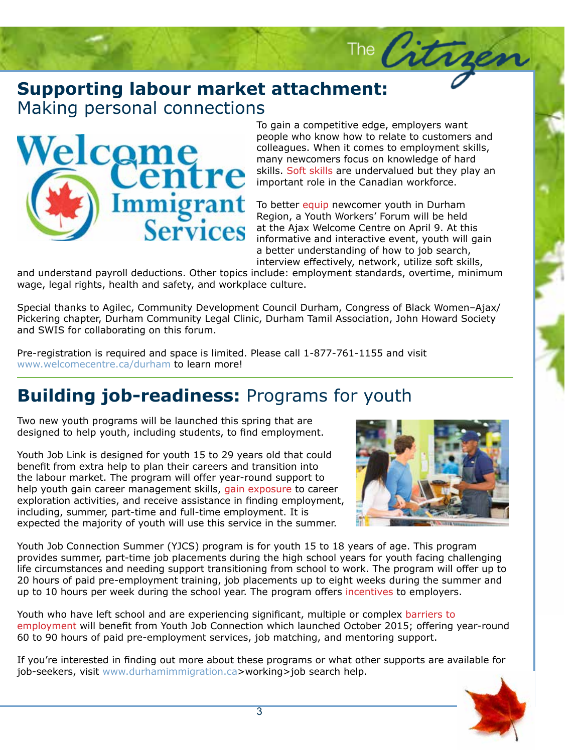## **Supporting labour market attachment:** Making personal connections

To gain a competitive edge, employers want people who know how to relate to customers and colleagues. When it comes to employment skills, many newcomers focus on knowledge of hard skills. Soft skills are undervalued but they play an important role in the Canadian workforce.

To better equip newcomer youth in Durham Region, a Youth Workers' Forum will be held at the Ajax Welcome Centre on April 9. At this informative and interactive event, youth will gain a better understanding of how to job search, interview effectively, network, utilize soft skills, and understand payroll deductions. Other topics include: employment standards, overtime, minimum wage, legal rights, health and safety, and workplace culture.

Special thanks to Agilec, Community Development Council Durham, Congress of Black Women–Ajax/Pickering chapter, Durham Community Legal Clinic, Durham Tamil Association, John Howard Society and SWIS for collaborating on this forum.

Pre-registration is required and space is limited. Please call 1-877-761-1155 and visit www.welcomecentre.ca/durham to learn more!

## **Building job-readiness:** Programs for youth

Two new youth programs will be launched this spring that are designed to help youth, including students, to find employment.

Youth Job Link is designed for youth 15 to 29 years old that could benefit from extra help to plan their careers and transition into the labour market. The program will offer year-round support to help youth gain career management skills, gain exposure to career exploration activities, and receive assistance in finding employment, including, summer, part-time and full-time employment. It is expected the majority of youth will use this service in the summer.

Youth Job Connection Summer (YJCS) program is for youth 15 to 18 years of age. This program provides summer, part-time job placements during the high school years for youth facing challenging life circumstances and needing support transitioning from school to work. The program will offer up to 20 hours of paid pre-employment training, job placements up to eight weeks during the summer and up to 10 hours per week during the school year. The program offers incentives to employers.

Youth who have left school and are experiencing significant, multiple or complex barriers to employment will benefit from Youth Job Connection which launched October 2015; offering year-round 60 to 90 hours of paid pre-employment services, job matching, and mentoring support.

If you're interested in finding out more about these programs or what other supports are available for job-seekers, visit www.durhamimmigration.ca>working>job search help.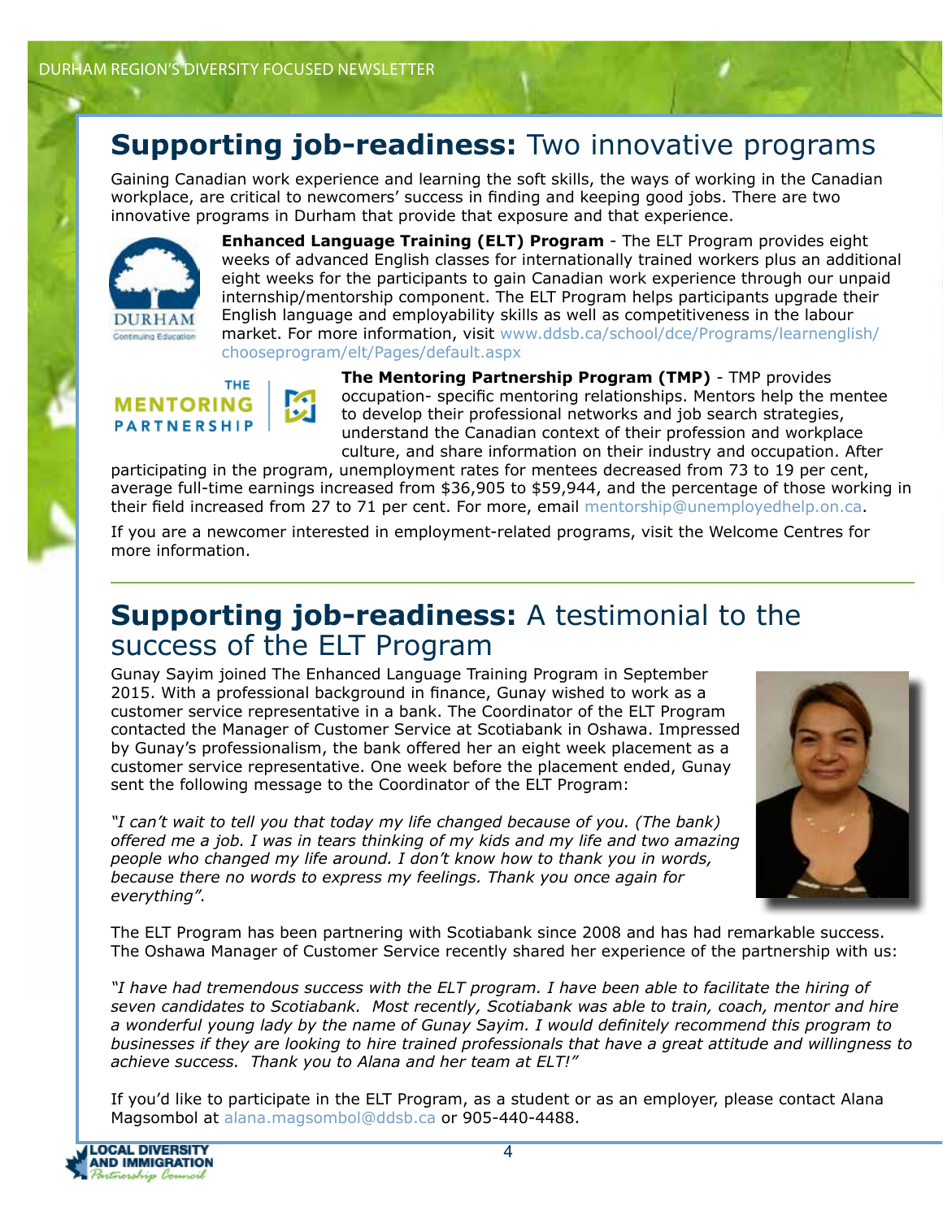## **Supporting job-readiness:** Two innovative programs

Gaining Canadian work experience and learning the soft skills, the ways of working in the Canadian workplace, are critical to newcomers' success in finding and keeping good jobs. There are two innovative programs in Durham that provide that exposure and that experience.

**Enhanced Language Training (ELT) Program** - The ELT Program provides eight weeks of advanced English classes for internationally trained workers plus an additional eight weeks for the participants to gain Canadian work experience through our unpaid internship/mentorship component. The ELT Program helps participants upgrade their English language and employability skills as well as competitiveness in the labour market. For more information, visit www.ddsb.ca/school/dce/Programs/learnenglish/chooseprogram/elt/Pages/default.aspx

**The Mentoring Partnership Program (TMP)** - TMP provides occupation- specific mentoring relationships. Mentors help the mentee to develop their professional networks and job search strategies, understand the Canadian context of their profession and workplace culture, and share information on their industry and occupation. After participating in the program, unemployment rates for mentees decreased from 73 to 19 per cent, average full-time earnings increased from $36,905 to $59,944, and the percentage of those working in their field increased from 27 to 71 per cent. For more, email mentorship@unemployedhelp.on.ca.

If you are a newcomer interested in employment-related programs, visit the Welcome Centres for more information.

## **Supporting job-readiness:** A testimonial to the success of the ELT Program

Gunay Sayim joined The Enhanced Language Training Program in September 2015. With a professional background in finance, Gunay wished to work as a customer service representative in a bank. The Coordinator of the ELT Program contacted the Manager of Customer Service at Scotiabank in Oshawa. Impressed by Gunay's professionalism, the bank offered her an eight week placement as a customer service representative. One week before the placement ended, Gunay sent the following message to the Coordinator of the ELT Program:

*"I can't wait to tell you that today my life changed because of you. (The bank) offered me a job. I was in tears thinking of my kids and my life and two amazing people who changed my life around. I don't know how to thank you in words, because there no words to express my feelings. Thank you once again for everything".*

The ELT Program has been partnering with Scotiabank since 2008 and has had remarkable success. The Oshawa Manager of Customer Service recently shared her experience of the partnership with us:

*"I have had tremendous success with the ELT program. I have been able to facilitate the hiring of seven candidates to Scotiabank. Most recently, Scotiabank was able to train, coach, mentor and hire a wonderful young lady by the name of Gunay Sayim. I would definitely recommend this program to businesses if they are looking to hire trained professionals that have a great attitude and willingness to achieve success. Thank you to Alana and her team at ELT!"*

If you'd like to participate in the ELT Program, as a student or as an employer, please contact Alana Magsombol at alana.magsombol@ddsb.ca or 905-440-4488.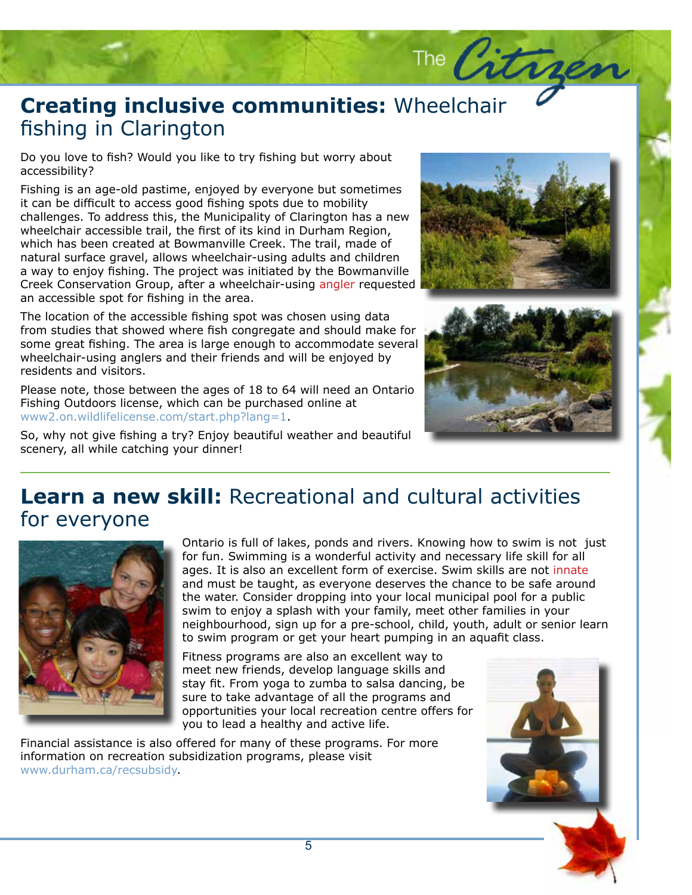## **Creating inclusive communities:** Wheelchair fishing in Clarington

Do you love to fish? Would you like to try fishing but worry about accessibility?

Fishing is an age-old pastime, enjoyed by everyone but sometimes it can be difficult to access good fishing spots due to mobility challenges. To address this, the Municipality of Clarington has a new wheelchair accessible trail, the first of its kind in Durham Region, which has been created at Bowmanville Creek. The trail, made of natural surface gravel, allows wheelchair-using adults and children a way to enjoy fishing. The project was initiated by the Bowmanville Creek Conservation Group, after a wheelchair-using angler requested an accessible spot for fishing in the area.

The location of the accessible fishing spot was chosen using data from studies that showed where fish congregate and should make for some great fishing. The area is large enough to accommodate several wheelchair-using anglers and their friends and will be enjoyed by residents and visitors.

Please note, those between the ages of 18 to 64 will need an Ontario Fishing Outdoors license, which can be purchased online at www2.on.wildlifelicense.com/start.php?lang=1.

So, why not give fishing a try? Enjoy beautiful weather and beautiful scenery, all while catching your dinner!

## **Learn a new skill:** Recreational and cultural activities for everyone

Ontario is full of lakes, ponds and rivers. Knowing how to swim is not just for fun. Swimming is a wonderful activity and necessary life skill for all ages. It is also an excellent form of exercise. Swim skills are not innate and must be taught, as everyone deserves the chance to be safe around the water. Consider dropping into your local municipal pool for a public swim to enjoy a splash with your family, meet other families in your neighbourhood, sign up for a pre-school, child, youth, adult or senior learn to swim program or get your heart pumping in an aquafit class.

Fitness programs are also an excellent way to meet new friends, develop language skills and stay fit. From yoga to zumba to salsa dancing, be sure to take advantage of all the programs and opportunities your local recreation centre offers for you to lead a healthy and active life.

Financial assistance is also offered for many of these programs. For more information on recreation subsidization programs, please visit www.durham.ca/recsubsidy.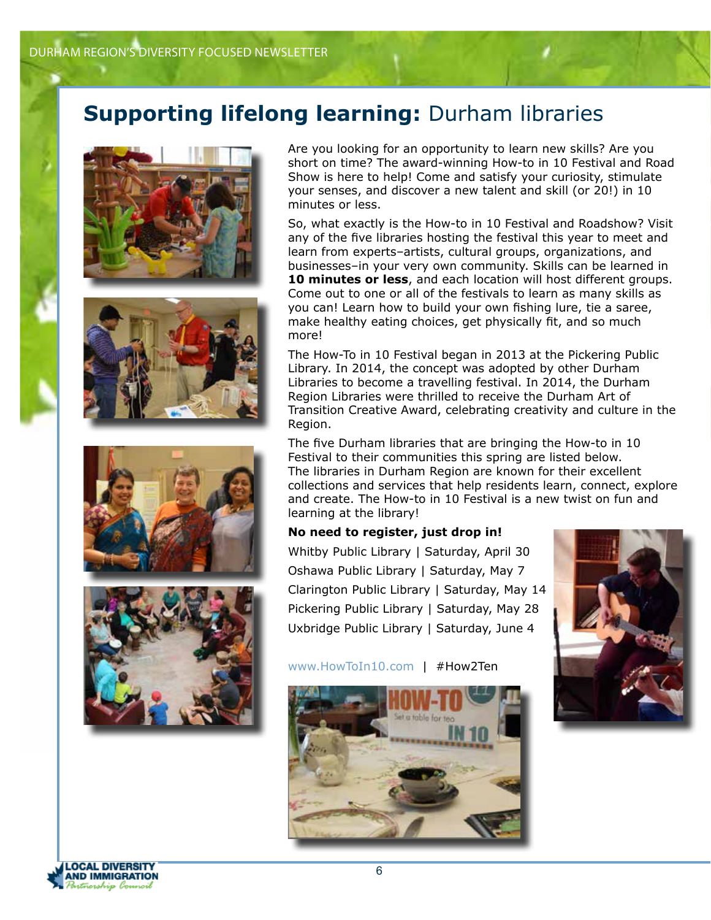# **Supporting lifelong learning:** Durham libraries

Are you looking for an opportunity to learn new skills? Are you short on time? The award-winning How-to in 10 Festival and Road Show is here to help! Come and satisfy your curiosity, stimulate your senses, and discover a new talent and skill (or 20!) in 10 minutes or less.

So, what exactly is the How-to in 10 Festival and Roadshow? Visit any of the five libraries hosting the festival this year to meet and learn from experts–artists, cultural groups, organizations, and businesses–in your very own community. Skills can be learned in **10 minutes or less**, and each location will host different groups. Come out to one or all of the festivals to learn as many skills as you can! Learn how to build your own fishing lure, tie a saree, make healthy eating choices, get physically fit, and so much more!

The How-To in 10 Festival began in 2013 at the Pickering Public Library. In 2014, the concept was adopted by other Durham Libraries to become a travelling festival. In 2014, the Durham Region Libraries were thrilled to receive the Durham Art of Transition Creative Award, celebrating creativity and culture in the Region.

The five Durham libraries that are bringing the How-to in 10 Festival to their communities this spring are listed below. The libraries in Durham Region are known for their excellent collections and services that help residents learn, connect, explore and create. The How-to in 10 Festival is a new twist on fun and learning at the library!

**No need to register, just drop in!**

Whitby Public Library | Saturday, April 30
Oshawa Public Library | Saturday, May 7
Clarington Public Library | Saturday, May 14
Pickering Public Library | Saturday, May 28
Uxbridge Public Library | Saturday, June 4

www.HowToIn10.com | #How2Ten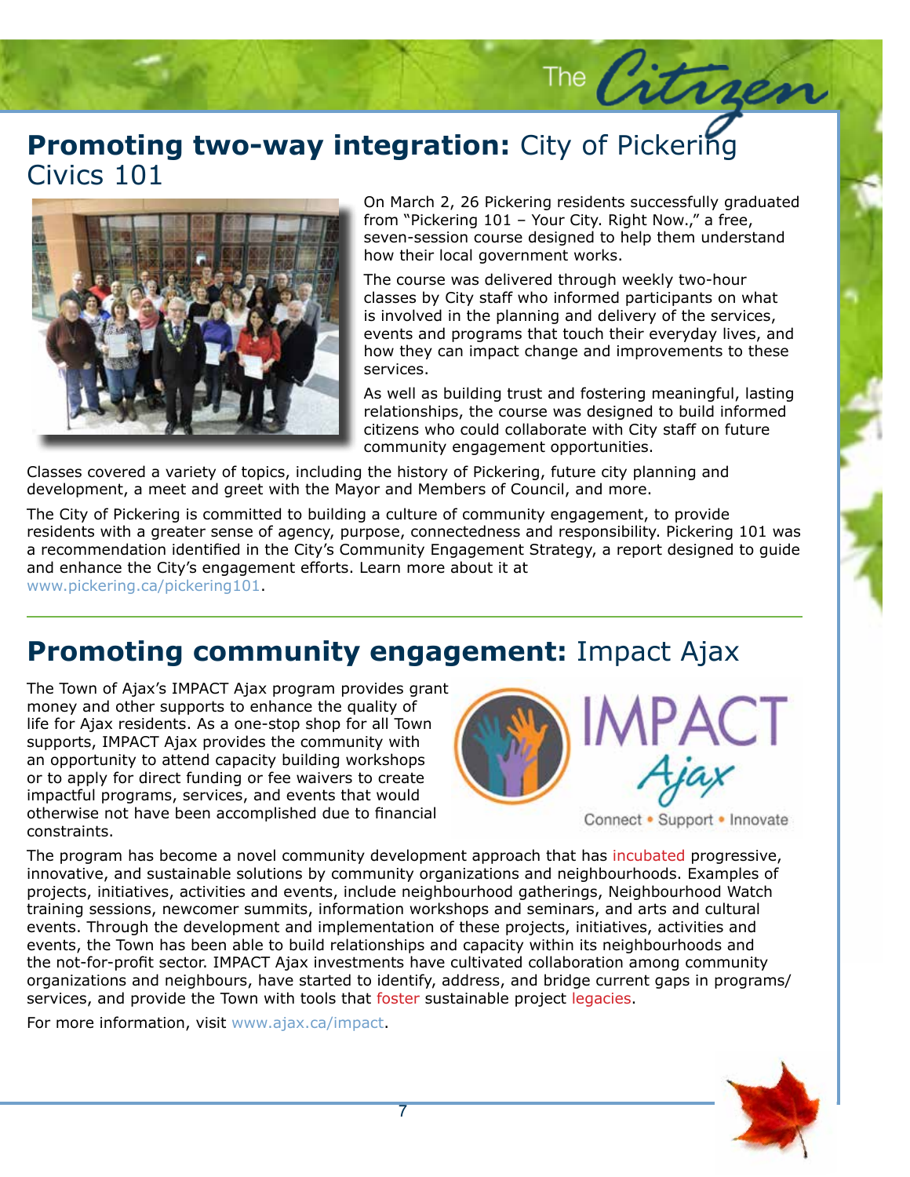## **Promoting two-way integration:** City of Pickering Civics 101

On March 2, 26 Pickering residents successfully graduated from "Pickering 101 – Your City. Right Now.," a free, seven-session course designed to help them understand how their local government works.

The course was delivered through weekly two-hour classes by City staff who informed participants on what is involved in the planning and delivery of the services, events and programs that touch their everyday lives, and how they can impact change and improvements to these services.

As well as building trust and fostering meaningful, lasting relationships, the course was designed to build informed citizens who could collaborate with City staff on future community engagement opportunities.

Classes covered a variety of topics, including the history of Pickering, future city planning and development, a meet and greet with the Mayor and Members of Council, and more.

The City of Pickering is committed to building a culture of community engagement, to provide residents with a greater sense of agency, purpose, connectedness and responsibility. Pickering 101 was a recommendation identified in the City's Community Engagement Strategy, a report designed to guide and enhance the City's engagement efforts. Learn more about it at www.pickering.ca/pickering101.

## **Promoting community engagement:** Impact Ajax

The Town of Ajax's IMPACT Ajax program provides grant money and other supports to enhance the quality of life for Ajax residents. As a one-stop shop for all Town supports, IMPACT Ajax provides the community with an opportunity to attend capacity building workshops or to apply for direct funding or fee waivers to create impactful programs, services, and events that would otherwise not have been accomplished due to financial constraints.

IMPACT Ajax

Connect • Support • Innovate

The program has become a novel community development approach that has incubated progressive, innovative, and sustainable solutions by community organizations and neighbourhoods. Examples of projects, initiatives, activities and events, include neighbourhood gatherings, Neighbourhood Watch training sessions, newcomer summits, information workshops and seminars, and arts and cultural events. Through the development and implementation of these projects, initiatives, activities and events, the Town has been able to build relationships and capacity within its neighbourhoods and the not-for-profit sector. IMPACT Ajax investments have cultivated collaboration among community organizations and neighbours, have started to identify, address, and bridge current gaps in programs/services, and provide the Town with tools that foster sustainable project legacies.

For more information, visit www.ajax.ca/impact.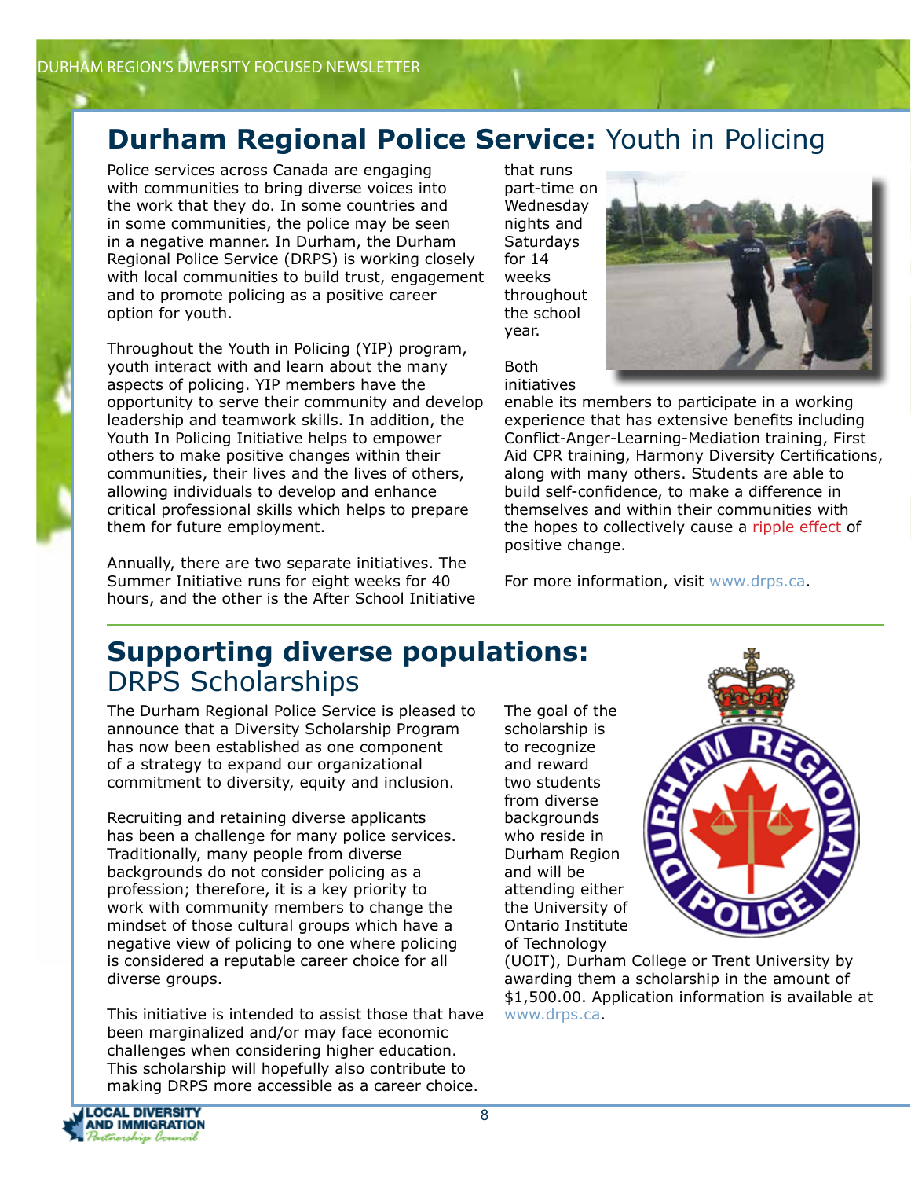## Durham Regional Police Service: Youth in Policing

Police services across Canada are engaging with communities to bring diverse voices into the work that they do. In some countries and in some communities, the police may be seen in a negative manner. In Durham, the Durham Regional Police Service (DRPS) is working closely with local communities to build trust, engagement and to promote policing as a positive career option for youth.

Throughout the Youth in Policing (YIP) program, youth interact with and learn about the many aspects of policing. YIP members have the opportunity to serve their community and develop leadership and teamwork skills. In addition, the Youth In Policing Initiative helps to empower others to make positive changes within their communities, their lives and the lives of others, allowing individuals to develop and enhance critical professional skills which helps to prepare them for future employment.

Annually, there are two separate initiatives. The Summer Initiative runs for eight weeks for 40 hours, and the other is the After School Initiative that runs part-time on Wednesday nights and Saturdays for 14 weeks throughout the school year.

Both initiatives enable its members to participate in a working experience that has extensive benefits including Conflict-Anger-Learning-Mediation training, First Aid CPR training, Harmony Diversity Certifications, along with many others. Students are able to build self-confidence, to make a difference in themselves and within their communities with the hopes to collectively cause a ripple effect of positive change.

For more information, visit www.drps.ca.

## Supporting diverse populations: DRPS Scholarships

The Durham Regional Police Service is pleased to announce that a Diversity Scholarship Program has now been established as one component of a strategy to expand our organizational commitment to diversity, equity and inclusion.

Recruiting and retaining diverse applicants has been a challenge for many police services. Traditionally, many people from diverse backgrounds do not consider policing as a profession; therefore, it is a key priority to work with community members to change the mindset of those cultural groups which have a negative view of policing to one where policing is considered a reputable career choice for all diverse groups.

This initiative is intended to assist those that have been marginalized and/or may face economic challenges when considering higher education. This scholarship will hopefully also contribute to making DRPS more accessible as a career choice.

The goal of the scholarship is to recognize and reward two students from diverse backgrounds who reside in Durham Region and will be attending either the University of Ontario Institute of Technology (UOIT), Durham College or Trent University by awarding them a scholarship in the amount of $1,500.00. Application information is available at www.drps.ca.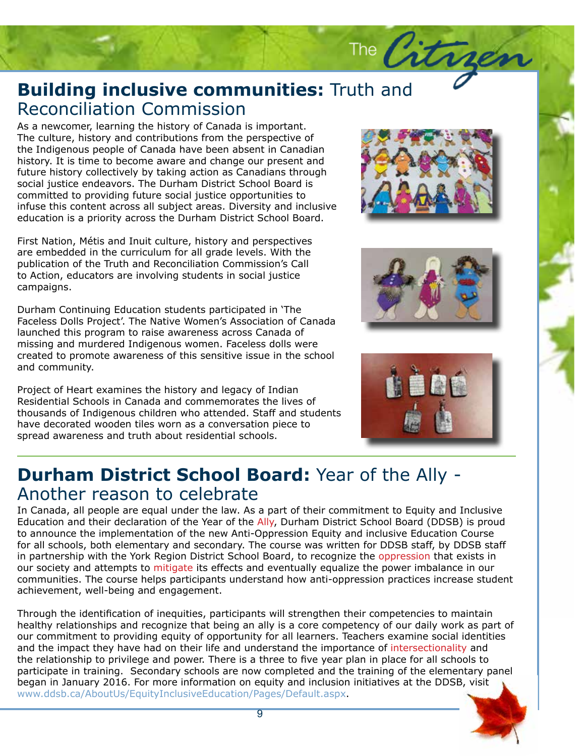## **Building inclusive communities:** Truth and Reconciliation Commission

As a newcomer, learning the history of Canada is important. The culture, history and contributions from the perspective of the Indigenous people of Canada have been absent in Canadian history. It is time to become aware and change our present and future history collectively by taking action as Canadians through social justice endeavors. The Durham District School Board is committed to providing future social justice opportunities to infuse this content across all subject areas. Diversity and inclusive education is a priority across the Durham District School Board.

First Nation, Métis and Inuit culture, history and perspectives are embedded in the curriculum for all grade levels. With the publication of the Truth and Reconciliation Commission's Call to Action, educators are involving students in social justice campaigns.

Durham Continuing Education students participated in 'The Faceless Dolls Project'. The Native Women's Association of Canada launched this program to raise awareness across Canada of missing and murdered Indigenous women. Faceless dolls were created to promote awareness of this sensitive issue in the school and community.

Project of Heart examines the history and legacy of Indian Residential Schools in Canada and commemorates the lives of thousands of Indigenous children who attended. Staff and students have decorated wooden tiles worn as a conversation piece to spread awareness and truth about residential schools.

## **Durham District School Board:** Year of the Ally - Another reason to celebrate

In Canada, all people are equal under the law. As a part of their commitment to Equity and Inclusive Education and their declaration of the Year of the Ally, Durham District School Board (DDSB) is proud to announce the implementation of the new Anti-Oppression Equity and inclusive Education Course for all schools, both elementary and secondary. The course was written for DDSB staff, by DDSB staff in partnership with the York Region District School Board, to recognize the oppression that exists in our society and attempts to mitigate its effects and eventually equalize the power imbalance in our communities. The course helps participants understand how anti-oppression practices increase student achievement, well-being and engagement.

Through the identification of inequities, participants will strengthen their competencies to maintain healthy relationships and recognize that being an ally is a core competency of our daily work as part of our commitment to providing equity of opportunity for all learners. Teachers examine social identities and the impact they have had on their life and understand the importance of intersectionality and the relationship to privilege and power. There is a three to five year plan in place for all schools to participate in training. Secondary schools are now completed and the training of the elementary panel began in January 2016. For more information on equity and inclusion initiatives at the DDSB, visit www.ddsb.ca/AboutUs/EquityInclusiveEducation/Pages/Default.aspx.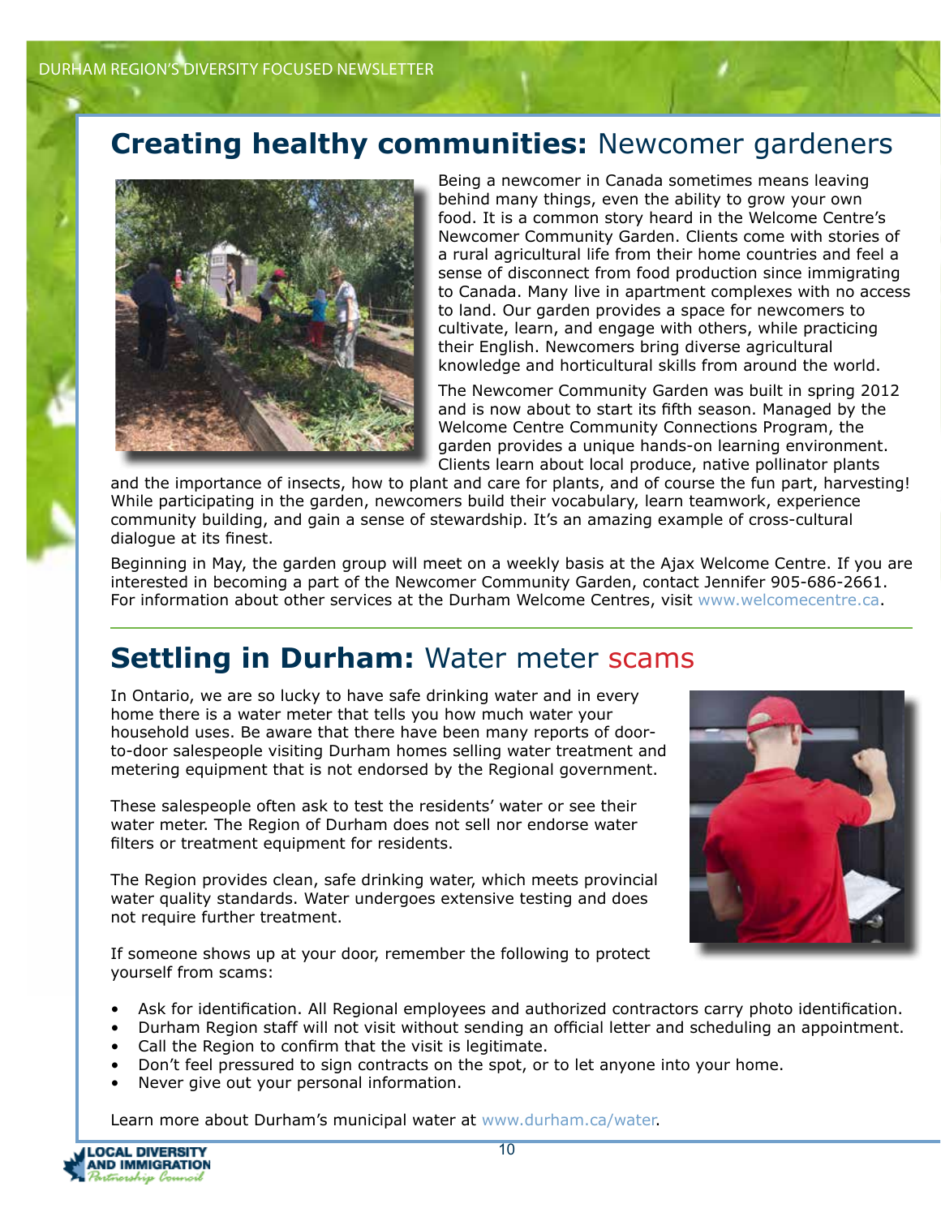## **Creating healthy communities:** Newcomer gardeners

Being a newcomer in Canada sometimes means leaving behind many things, even the ability to grow your own food. It is a common story heard in the Welcome Centre's Newcomer Community Garden. Clients come with stories of a rural agricultural life from their home countries and feel a sense of disconnect from food production since immigrating to Canada. Many live in apartment complexes with no access to land. Our garden provides a space for newcomers to cultivate, learn, and engage with others, while practicing their English. Newcomers bring diverse agricultural knowledge and horticultural skills from around the world.

The Newcomer Community Garden was built in spring 2012 and is now about to start its fifth season. Managed by the Welcome Centre Community Connections Program, the garden provides a unique hands-on learning environment. Clients learn about local produce, native pollinator plants and the importance of insects, how to plant and care for plants, and of course the fun part, harvesting! While participating in the garden, newcomers build their vocabulary, learn teamwork, experience community building, and gain a sense of stewardship. It's an amazing example of cross-cultural dialogue at its finest.

Beginning in May, the garden group will meet on a weekly basis at the Ajax Welcome Centre. If you are interested in becoming a part of the Newcomer Community Garden, contact Jennifer 905-686-2661. For information about other services at the Durham Welcome Centres, visit www.welcomecentre.ca.

## **Settling in Durham:** Water meter scams

In Ontario, we are so lucky to have safe drinking water and in every home there is a water meter that tells you how much water your household uses. Be aware that there have been many reports of door-to-door salespeople visiting Durham homes selling water treatment and metering equipment that is not endorsed by the Regional government.

These salespeople often ask to test the residents' water or see their water meter. The Region of Durham does not sell nor endorse water filters or treatment equipment for residents.

The Region provides clean, safe drinking water, which meets provincial water quality standards. Water undergoes extensive testing and does not require further treatment.

If someone shows up at your door, remember the following to protect yourself from scams:

- Ask for identification. All Regional employees and authorized contractors carry photo identification.
- Durham Region staff will not visit without sending an official letter and scheduling an appointment.
- Call the Region to confirm that the visit is legitimate.
- Don't feel pressured to sign contracts on the spot, or to let anyone into your home.
- Never give out your personal information.

Learn more about Durham's municipal water at www.durham.ca/water.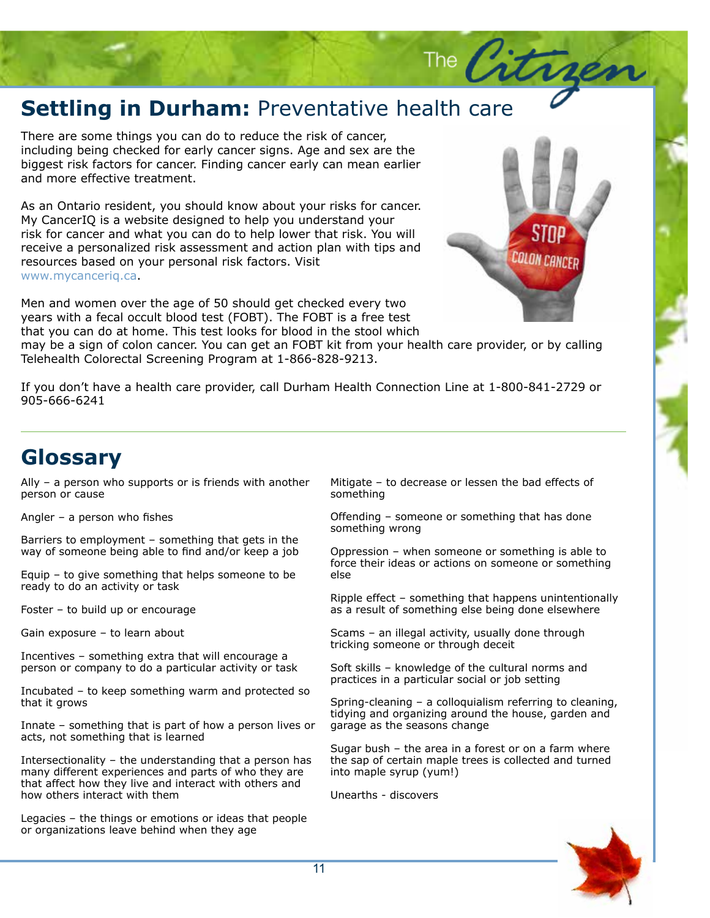## **Settling in Durham:** Preventative health care

There are some things you can do to reduce the risk of cancer, including being checked for early cancer signs. Age and sex are the biggest risk factors for cancer. Finding cancer early can mean earlier and more effective treatment.

As an Ontario resident, you should know about your risks for cancer. My CancerIQ is a website designed to help you understand your risk for cancer and what you can do to help lower that risk. You will receive a personalized risk assessment and action plan with tips and resources based on your personal risk factors. Visit www.mycanceriq.ca.

Men and women over the age of 50 should get checked every two years with a fecal occult blood test (FOBT). The FOBT is a free test that you can do at home. This test looks for blood in the stool which may be a sign of colon cancer. You can get an FOBT kit from your health care provider, or by calling Telehealth Colorectal Screening Program at 1-866-828-9213.

If you don't have a health care provider, call Durham Health Connection Line at 1-800-841-2729 or 905-666-6241

---

## Glossary

Ally – a person who supports or is friends with another person or cause

Angler – a person who fishes

Barriers to employment – something that gets in the way of someone being able to find and/or keep a job

Equip – to give something that helps someone to be ready to do an activity or task

Foster – to build up or encourage

Gain exposure – to learn about

Incentives – something extra that will encourage a person or company to do a particular activity or task

Incubated – to keep something warm and protected so that it grows

Innate – something that is part of how a person lives or acts, not something that is learned

Intersectionality – the understanding that a person has many different experiences and parts of who they are that affect how they live and interact with others and how others interact with them

Legacies – the things or emotions or ideas that people or organizations leave behind when they age

Mitigate – to decrease or lessen the bad effects of something

Offending – someone or something that has done something wrong

Oppression – when someone or something is able to force their ideas or actions on someone or something else

Ripple effect – something that happens unintentionally as a result of something else being done elsewhere

Scams – an illegal activity, usually done through tricking someone or through deceit

Soft skills – knowledge of the cultural norms and practices in a particular social or job setting

Spring-cleaning – a colloquialism referring to cleaning, tidying and organizing around the house, garden and garage as the seasons change

Sugar bush – the area in a forest or on a farm where the sap of certain maple trees is collected and turned into maple syrup (yum!)

Unearths - discovers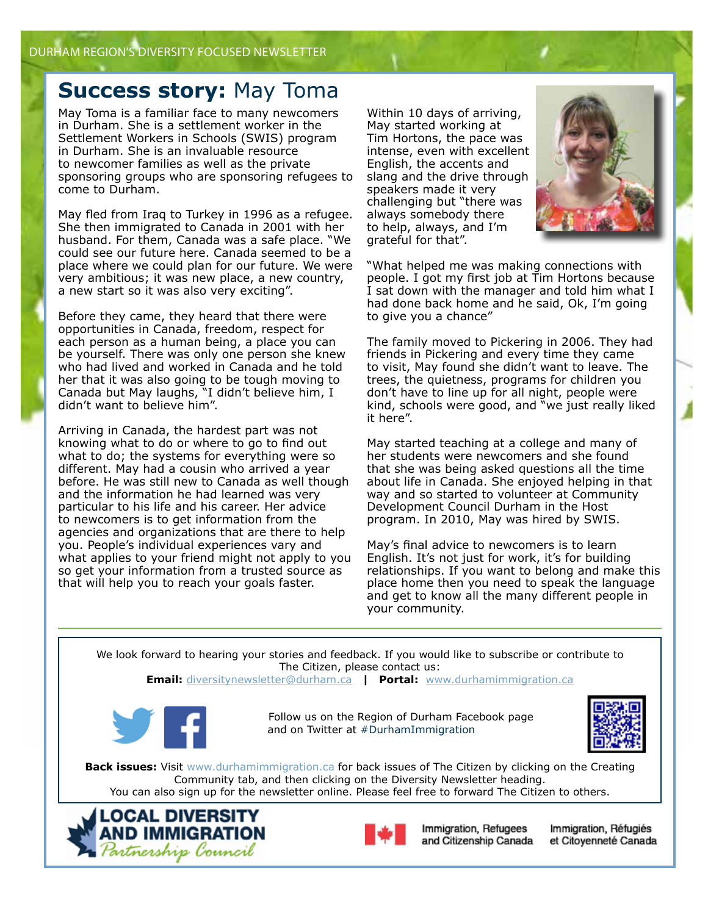## **Success story:** May Toma

May Toma is a familiar face to many newcomers in Durham. She is a settlement worker in the Settlement Workers in Schools (SWIS) program in Durham. She is an invaluable resource to newcomer families as well as the private sponsoring groups who are sponsoring refugees to come to Durham.

May fled from Iraq to Turkey in 1996 as a refugee. She then immigrated to Canada in 2001 with her husband. For them, Canada was a safe place. "We could see our future here. Canada seemed to be a place where we could plan for our future. We were very ambitious; it was new place, a new country, a new start so it was also very exciting".

Before they came, they heard that there were opportunities in Canada, freedom, respect for each person as a human being, a place you can be yourself. There was only one person she knew who had lived and worked in Canada and he told her that it was also going to be tough moving to Canada but May laughs, "I didn't believe him, I didn't want to believe him".

Arriving in Canada, the hardest part was not knowing what to do or where to go to find out what to do; the systems for everything were so different. May had a cousin who arrived a year before. He was still new to Canada as well though and the information he had learned was very particular to his life and his career. Her advice to newcomers is to get information from the agencies and organizations that are there to help you. People's individual experiences vary and what applies to your friend might not apply to you so get your information from a trusted source as that will help you to reach your goals faster.

Within 10 days of arriving, May started working at Tim Hortons, the pace was intense, even with excellent English, the accents and slang and the drive through speakers made it very challenging but "there was always somebody there to help, always, and I'm grateful for that".

"What helped me was making connections with people. I got my first job at Tim Hortons because I sat down with the manager and told him what I had done back home and he said, Ok, I'm going to give you a chance"

The family moved to Pickering in 2006. They had friends in Pickering and every time they came to visit, May found she didn't want to leave. The trees, the quietness, programs for children you don't have to line up for all night, people were kind, schools were good, and "we just really liked it here".

May started teaching at a college and many of her students were newcomers and she found that she was being asked questions all the time about life in Canada. She enjoyed helping in that way and so started to volunteer at Community Development Council Durham in the Host program. In 2010, May was hired by SWIS.

May's final advice to newcomers is to learn English. It's not just for work, it's for building relationships. If you want to belong and make this place home then you need to speak the language and get to know all the many different people in your community.

---

We look forward to hearing your stories and feedback. If you would like to subscribe or contribute to The Citizen, please contact us:

**Email:** diversitynewsletter@durham.ca | **Portal:** www.durhamimmigration.ca

Follow us on the Region of Durham Facebook page and on Twitter at #DurhamImmigration

**Back issues:** Visit www.durhamimmigration.ca for back issues of The Citizen by clicking on the Creating Community tab, and then clicking on the Diversity Newsletter heading. You can also sign up for the newsletter online. Please feel free to forward The Citizen to others.

LOCAL DIVERSITY AND IMMIGRATION *Partnership Council*

Immigration, Refugees and Citizenship Canada | Immigration, Réfugiés et Citoyenneté Canada